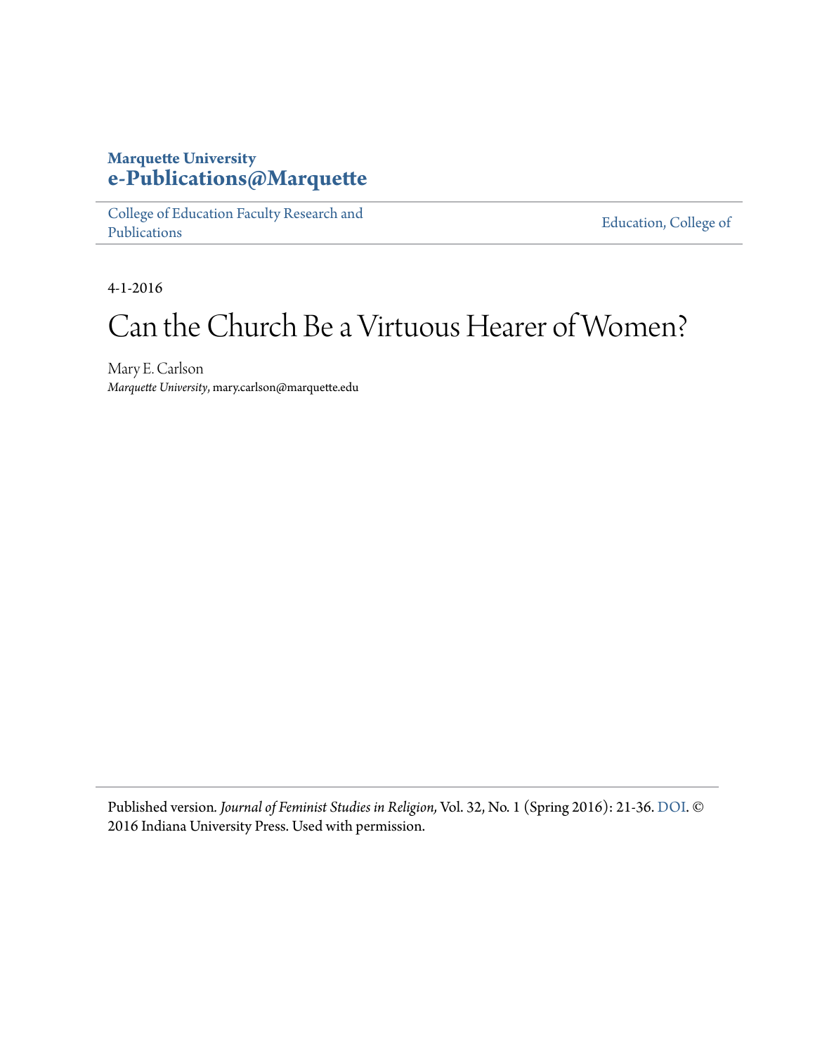**Marquette University**
**e-Publications@Marquette**

College of Education Faculty Research and Publications | Education, College of

4-1-2016

# Can the Church Be a Virtuous Hearer of Women?

Mary E. Carlson
*Marquette University*, mary.carlson@marquette.edu

Published version. *Journal of Feminist Studies in Religion,* Vol. 32, No. 1 (Spring 2016): 21-36. DOI. © 2016 Indiana University Press. Used with permission.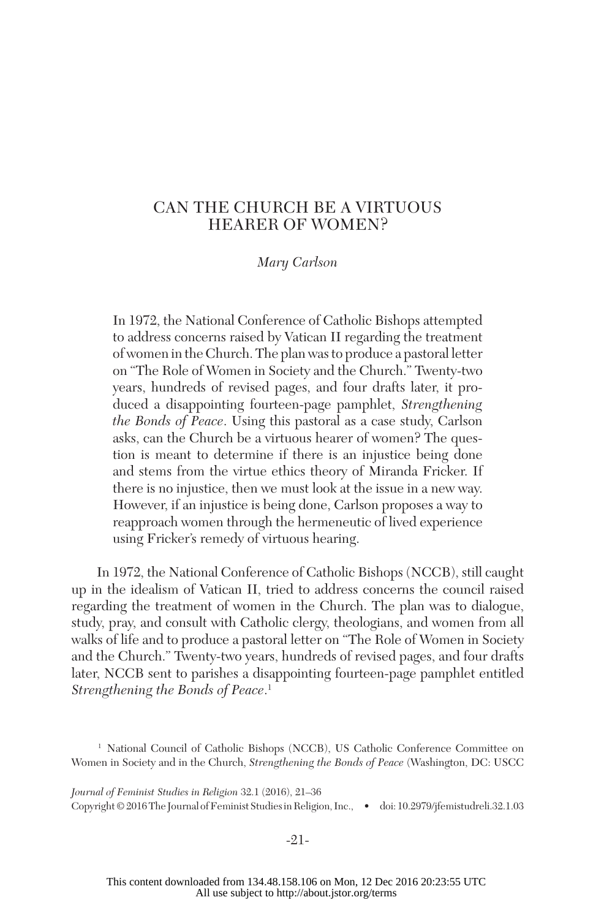# CAN THE CHURCH BE A VIRTUOUS HEARER OF WOMEN?

*Mary Carlson*

In 1972, the National Conference of Catholic Bishops attempted to address concerns raised by Vatican II regarding the treatment of women in the Church. The plan was to produce a pastoral letter on "The Role of Women in Society and the Church." Twenty-two years, hundreds of revised pages, and four drafts later, it produced a disappointing fourteen-page pamphlet, *Strengthening the Bonds of Peace*. Using this pastoral as a case study, Carlson asks, can the Church be a virtuous hearer of women? The question is meant to determine if there is an injustice being done and stems from the virtue ethics theory of Miranda Fricker. If there is no injustice, then we must look at the issue in a new way. However, if an injustice is being done, Carlson proposes a way to reapproach women through the hermeneutic of lived experience using Fricker's remedy of virtuous hearing.

In 1972, the National Conference of Catholic Bishops (NCCB), still caught up in the idealism of Vatican II, tried to address concerns the council raised regarding the treatment of women in the Church. The plan was to dialogue, study, pray, and consult with Catholic clergy, theologians, and women from all walks of life and to produce a pastoral letter on "The Role of Women in Society and the Church." Twenty-two years, hundreds of revised pages, and four drafts later, NCCB sent to parishes a disappointing fourteen-page pamphlet entitled *Strengthening the Bonds of Peace*.[1]

[1] National Council of Catholic Bishops (NCCB), US Catholic Conference Committee on Women in Society and in the Church, *Strengthening the Bonds of Peace* (Washington, DC: USCC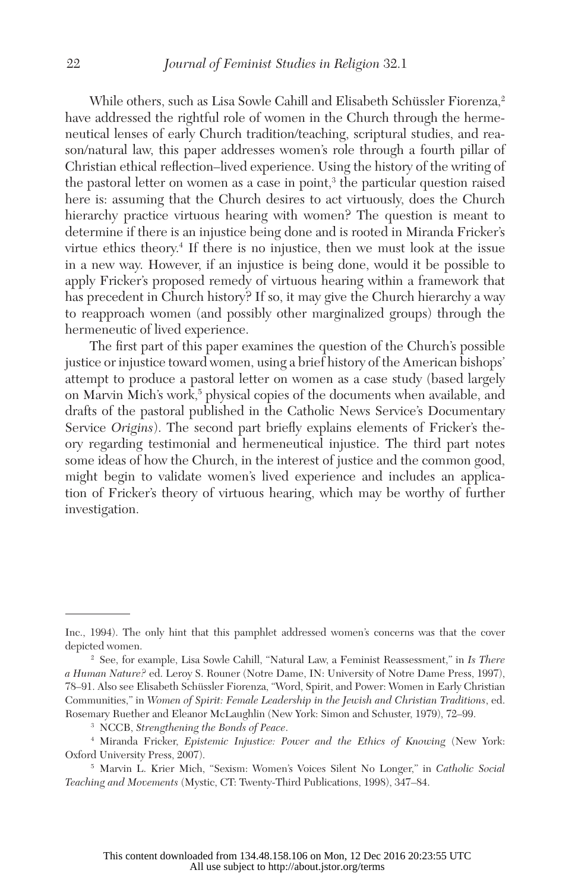While others, such as Lisa Sowle Cahill and Elisabeth Schüssler Fiorenza,[2] have addressed the rightful role of women in the Church through the hermeneutical lenses of early Church tradition/teaching, scriptural studies, and reason/natural law, this paper addresses women's role through a fourth pillar of Christian ethical reflection–lived experience. Using the history of the writing of the pastoral letter on women as a case in point,[3] the particular question raised here is: assuming that the Church desires to act virtuously, does the Church hierarchy practice virtuous hearing with women? The question is meant to determine if there is an injustice being done and is rooted in Miranda Fricker's virtue ethics theory.[4] If there is no injustice, then we must look at the issue in a new way. However, if an injustice is being done, would it be possible to apply Fricker's proposed remedy of virtuous hearing within a framework that has precedent in Church history? If so, it may give the Church hierarchy a way to reapproach women (and possibly other marginalized groups) through the hermeneutic of lived experience.

The first part of this paper examines the question of the Church's possible justice or injustice toward women, using a brief history of the American bishops' attempt to produce a pastoral letter on women as a case study (based largely on Marvin Mich's work,[5] physical copies of the documents when available, and drafts of the pastoral published in the Catholic News Service's Documentary Service *Origins*). The second part briefly explains elements of Fricker's theory regarding testimonial and hermeneutical injustice. The third part notes some ideas of how the Church, in the interest of justice and the common good, might begin to validate women's lived experience and includes an application of Fricker's theory of virtuous hearing, which may be worthy of further investigation.

---

Inc., 1994). The only hint that this pamphlet addressed women's concerns was that the cover depicted women.

[2] See, for example, Lisa Sowle Cahill, "Natural Law, a Feminist Reassessment," in *Is There a Human Nature?* ed. Leroy S. Rouner (Notre Dame, IN: University of Notre Dame Press, 1997), 78–91. Also see Elisabeth Schüssler Fiorenza, "Word, Spirit, and Power: Women in Early Christian Communities," in *Women of Spirit: Female Leadership in the Jewish and Christian Traditions*, ed. Rosemary Ruether and Eleanor McLaughlin (New York: Simon and Schuster, 1979), 72–99.

[3] NCCB, *Strengthening the Bonds of Peace*.

[4] Miranda Fricker, *Epistemic Injustice: Power and the Ethics of Knowing* (New York: Oxford University Press, 2007).

[5] Marvin L. Krier Mich, "Sexism: Women's Voices Silent No Longer," in *Catholic Social Teaching and Movements* (Mystic, CT: Twenty-Third Publications, 1998), 347–84.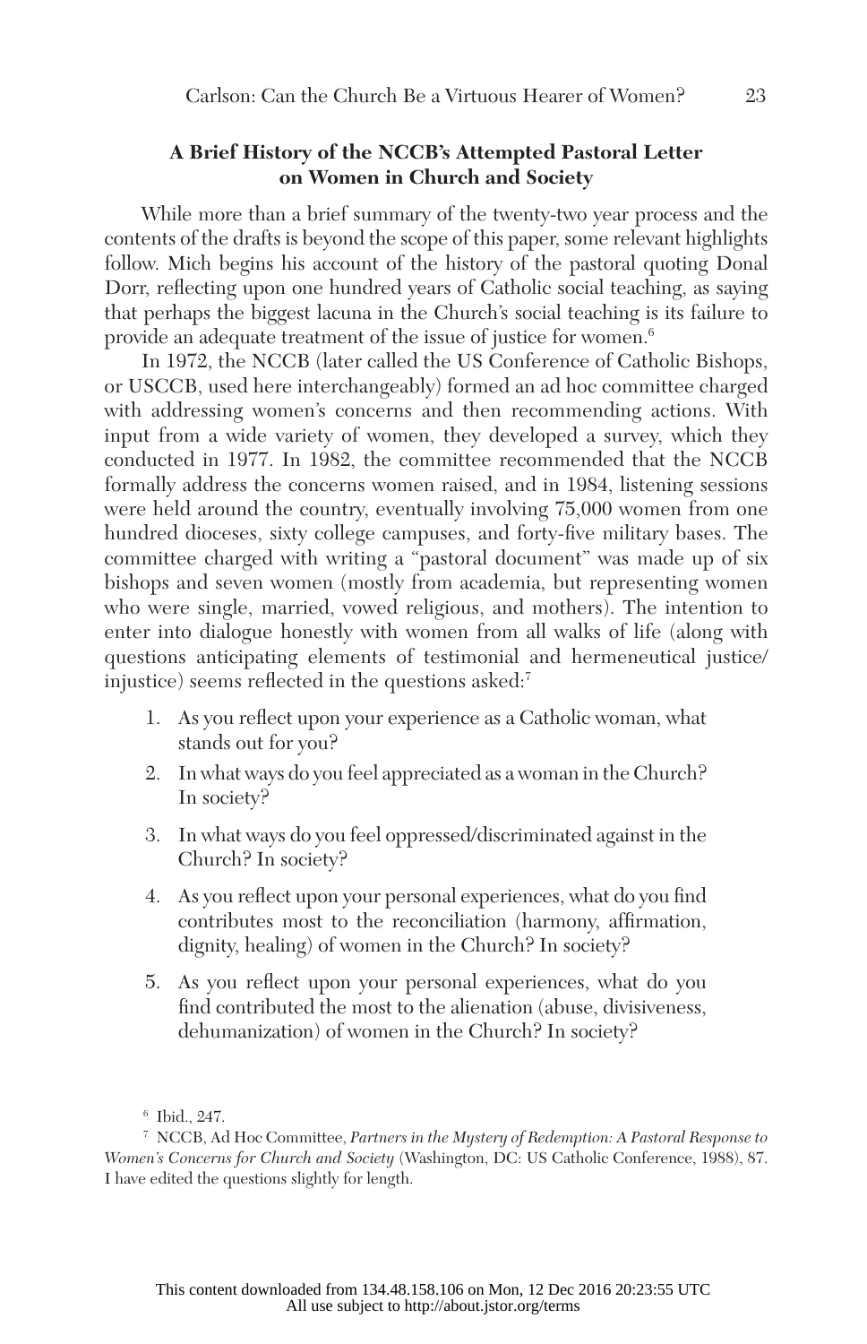### A Brief History of the NCCB's Attempted Pastoral Letter on Women in Church and Society

While more than a brief summary of the twenty-two year process and the contents of the drafts is beyond the scope of this paper, some relevant highlights follow. Mich begins his account of the history of the pastoral quoting Donal Dorr, reflecting upon one hundred years of Catholic social teaching, as saying that perhaps the biggest lacuna in the Church's social teaching is its failure to provide an adequate treatment of the issue of justice for women.[6]

In 1972, the NCCB (later called the US Conference of Catholic Bishops, or USCCB, used here interchangeably) formed an ad hoc committee charged with addressing women's concerns and then recommending actions. With input from a wide variety of women, they developed a survey, which they conducted in 1977. In 1982, the committee recommended that the NCCB formally address the concerns women raised, and in 1984, listening sessions were held around the country, eventually involving 75,000 women from one hundred dioceses, sixty college campuses, and forty-five military bases. The committee charged with writing a "pastoral document" was made up of six bishops and seven women (mostly from academia, but representing women who were single, married, vowed religious, and mothers). The intention to enter into dialogue honestly with women from all walks of life (along with questions anticipating elements of testimonial and hermeneutical justice/injustice) seems reflected in the questions asked:[7]

1. As you reflect upon your experience as a Catholic woman, what stands out for you?
2. In what ways do you feel appreciated as a woman in the Church? In society?
3. In what ways do you feel oppressed/discriminated against in the Church? In society?
4. As you reflect upon your personal experiences, what do you find contributes most to the reconciliation (harmony, affirmation, dignity, healing) of women in the Church? In society?
5. As you reflect upon your personal experiences, what do you find contributed the most to the alienation (abuse, divisiveness, dehumanization) of women in the Church? In society?

---

[6] Ibid., 247.

[7] NCCB, Ad Hoc Committee, *Partners in the Mystery of Redemption: A Pastoral Response to Women's Concerns for Church and Society* (Washington, DC: US Catholic Conference, 1988), 87. I have edited the questions slightly for length.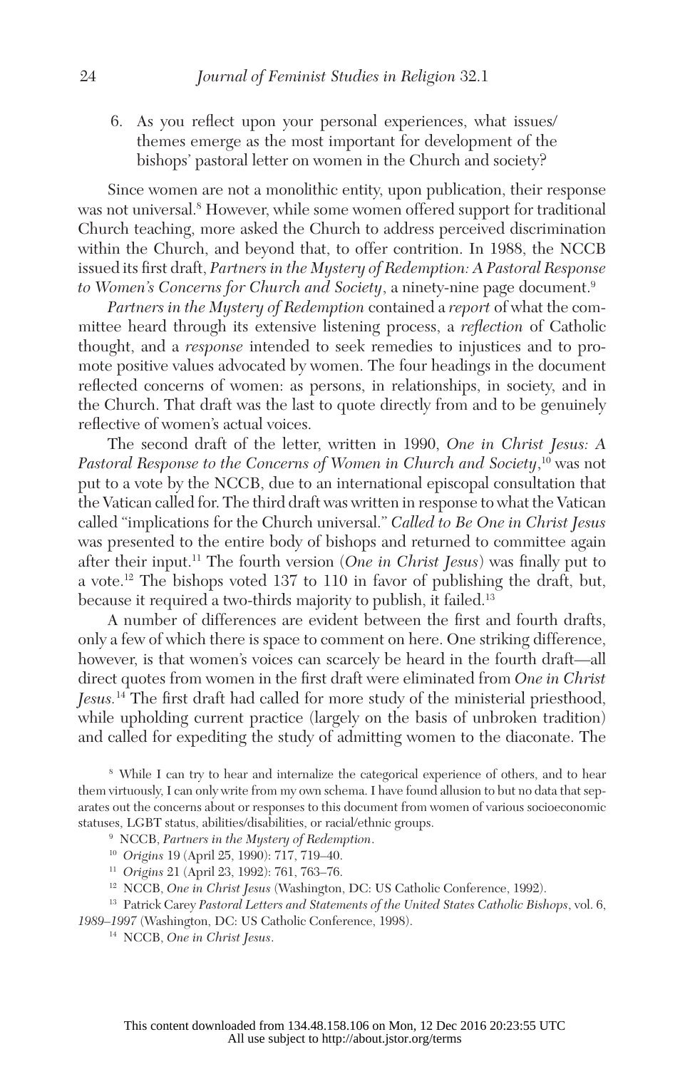6. As you reflect upon your personal experiences, what issues/themes emerge as the most important for development of the bishops' pastoral letter on women in the Church and society?

Since women are not a monolithic entity, upon publication, their response was not universal.[8] However, while some women offered support for traditional Church teaching, more asked the Church to address perceived discrimination within the Church, and beyond that, to offer contrition. In 1988, the NCCB issued its first draft, *Partners in the Mystery of Redemption: A Pastoral Response to Women's Concerns for Church and Society*, a ninety-nine page document.[9]

*Partners in the Mystery of Redemption* contained a *report* of what the committee heard through its extensive listening process, a *reflection* of Catholic thought, and a *response* intended to seek remedies to injustices and to promote positive values advocated by women. The four headings in the document reflected concerns of women: as persons, in relationships, in society, and in the Church. That draft was the last to quote directly from and to be genuinely reflective of women's actual voices.

The second draft of the letter, written in 1990, *One in Christ Jesus: A Pastoral Response to the Concerns of Women in Church and Society*,[10] was not put to a vote by the NCCB, due to an international episcopal consultation that the Vatican called for. The third draft was written in response to what the Vatican called "implications for the Church universal." *Called to Be One in Christ Jesus* was presented to the entire body of bishops and returned to committee again after their input.[11] The fourth version (*One in Christ Jesus*) was finally put to a vote.[12] The bishops voted 137 to 110 in favor of publishing the draft, but, because it required a two-thirds majority to publish, it failed.[13]

A number of differences are evident between the first and fourth drafts, only a few of which there is space to comment on here. One striking difference, however, is that women's voices can scarcely be heard in the fourth draft—all direct quotes from women in the first draft were eliminated from *One in Christ Jesus*.[14] The first draft had called for more study of the ministerial priesthood, while upholding current practice (largely on the basis of unbroken tradition) and called for expediting the study of admitting women to the diaconate. The

[8] While I can try to hear and internalize the categorical experience of others, and to hear them virtuously, I can only write from my own schema. I have found allusion to but no data that separates out the concerns about or responses to this document from women of various socioeconomic statuses, LGBT status, abilities/disabilities, or racial/ethnic groups.

[9] NCCB, *Partners in the Mystery of Redemption*.

[10] *Origins* 19 (April 25, 1990): 717, 719–40.

[11] *Origins* 21 (April 23, 1992): 761, 763–76.

[12] NCCB, *One in Christ Jesus* (Washington, DC: US Catholic Conference, 1992).

[13] Patrick Carey *Pastoral Letters and Statements of the United States Catholic Bishops*, vol. 6, *1989–1997* (Washington, DC: US Catholic Conference, 1998).

[14] NCCB, *One in Christ Jesus*.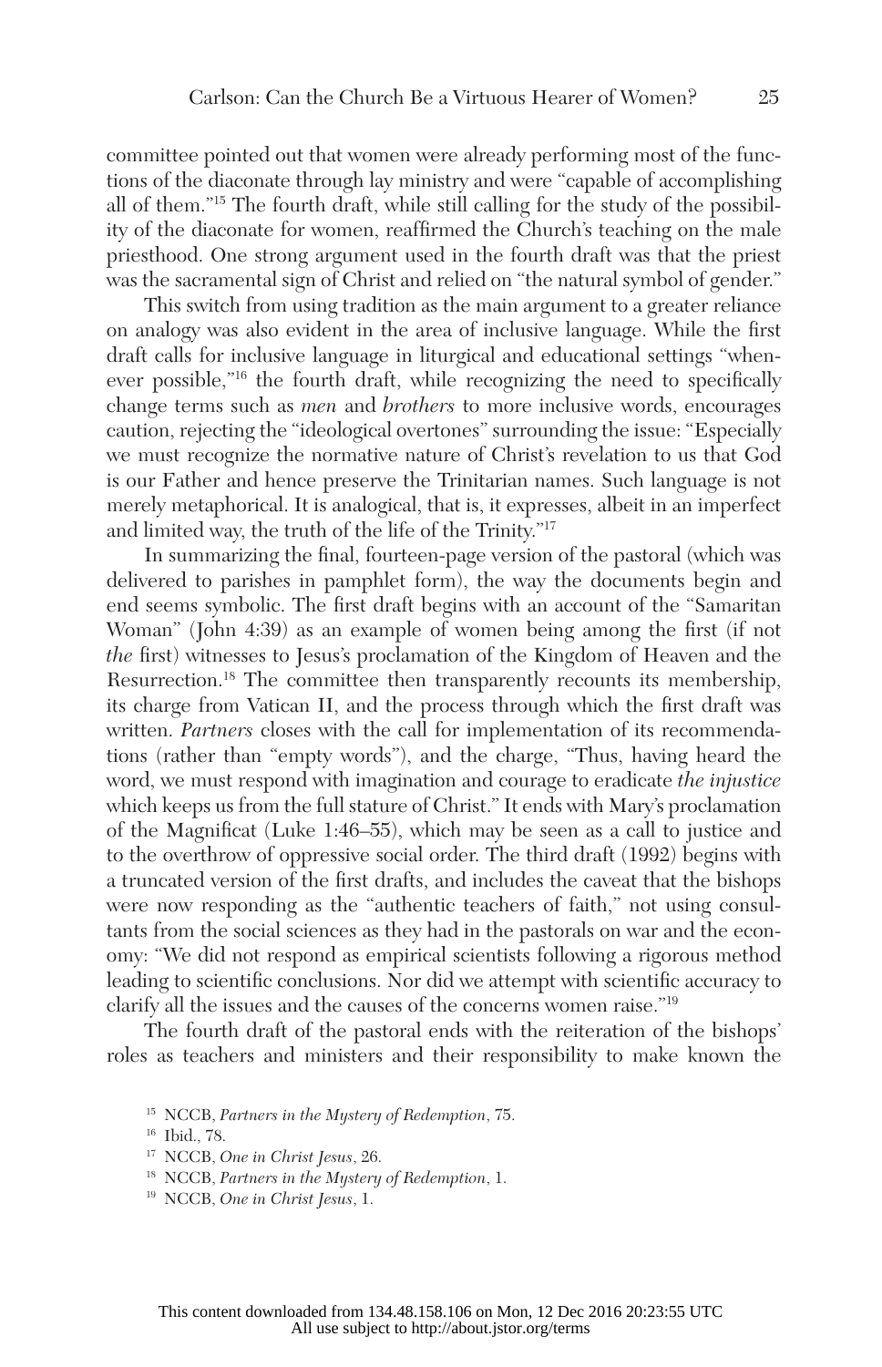committee pointed out that women were already performing most of the functions of the diaconate through lay ministry and were "capable of accomplishing all of them."[15] The fourth draft, while still calling for the study of the possibility of the diaconate for women, reaffirmed the Church's teaching on the male priesthood. One strong argument used in the fourth draft was that the priest was the sacramental sign of Christ and relied on "the natural symbol of gender."

This switch from using tradition as the main argument to a greater reliance on analogy was also evident in the area of inclusive language. While the first draft calls for inclusive language in liturgical and educational settings "whenever possible,"[16] the fourth draft, while recognizing the need to specifically change terms such as *men* and *brothers* to more inclusive words, encourages caution, rejecting the "ideological overtones" surrounding the issue: "Especially we must recognize the normative nature of Christ's revelation to us that God is our Father and hence preserve the Trinitarian names. Such language is not merely metaphorical. It is analogical, that is, it expresses, albeit in an imperfect and limited way, the truth of the life of the Trinity."[17]

In summarizing the final, fourteen-page version of the pastoral (which was delivered to parishes in pamphlet form), the way the documents begin and end seems symbolic. The first draft begins with an account of the "Samaritan Woman" (John 4:39) as an example of women being among the first (if not *the* first) witnesses to Jesus's proclamation of the Kingdom of Heaven and the Resurrection.[18] The committee then transparently recounts its membership, its charge from Vatican II, and the process through which the first draft was written. *Partners* closes with the call for implementation of its recommendations (rather than "empty words"), and the charge, "Thus, having heard the word, we must respond with imagination and courage to eradicate *the injustice* which keeps us from the full stature of Christ." It ends with Mary's proclamation of the Magnificat (Luke 1:46–55), which may be seen as a call to justice and to the overthrow of oppressive social order. The third draft (1992) begins with a truncated version of the first drafts, and includes the caveat that the bishops were now responding as the "authentic teachers of faith," not using consultants from the social sciences as they had in the pastorals on war and the economy: "We did not respond as empirical scientists following a rigorous method leading to scientific conclusions. Nor did we attempt with scientific accuracy to clarify all the issues and the causes of the concerns women raise."[19]

The fourth draft of the pastoral ends with the reiteration of the bishops' roles as teachers and ministers and their responsibility to make known the

[15] NCCB, *Partners in the Mystery of Redemption*, 75.

[16] Ibid., 78.

[17] NCCB, *One in Christ Jesus*, 26.

[18] NCCB, *Partners in the Mystery of Redemption*, 1.

[19] NCCB, *One in Christ Jesus*, 1.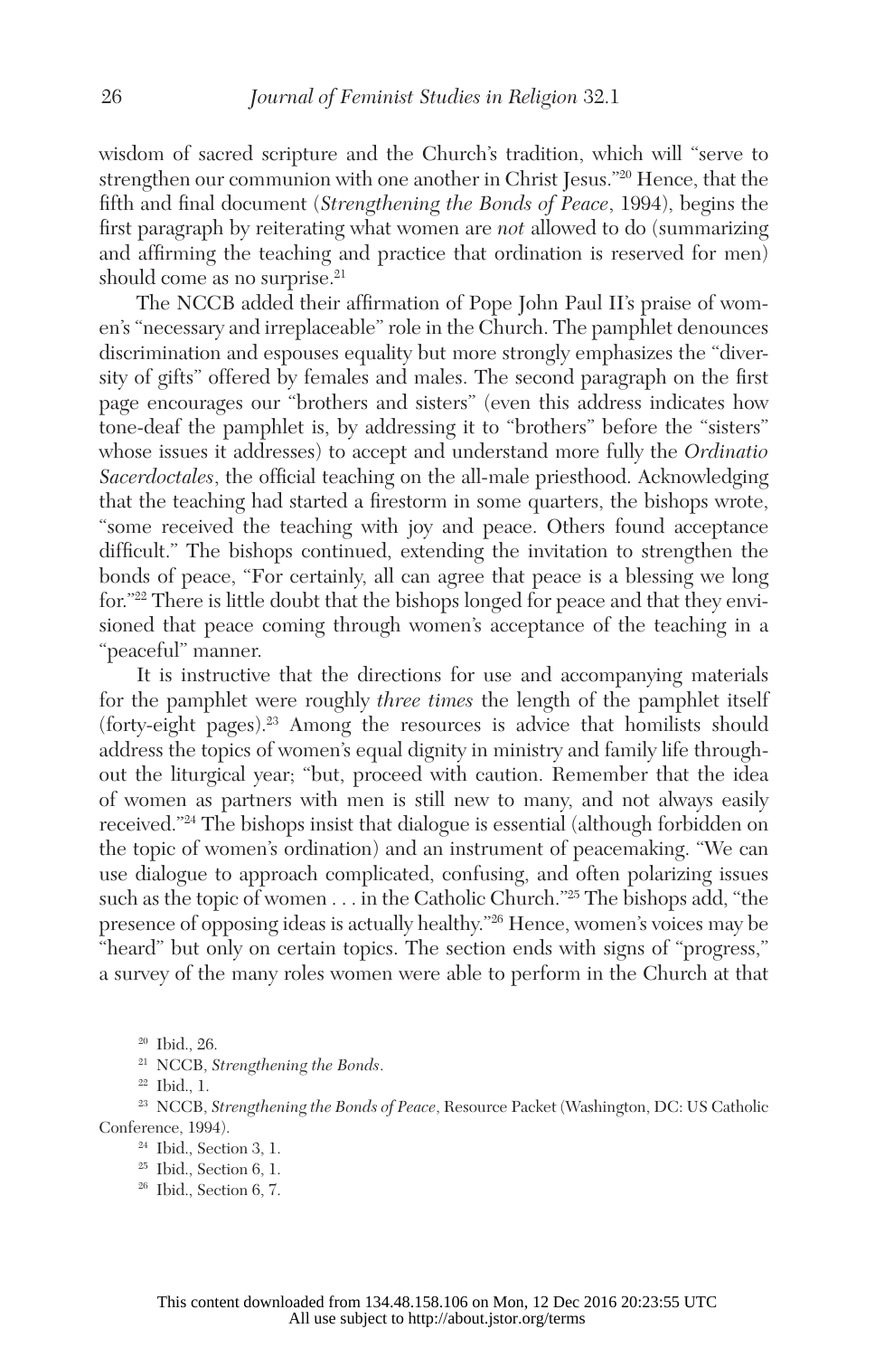wisdom of sacred scripture and the Church's tradition, which will "serve to strengthen our communion with one another in Christ Jesus."[20] Hence, that the fifth and final document (*Strengthening the Bonds of Peace*, 1994), begins the first paragraph by reiterating what women are *not* allowed to do (summarizing and affirming the teaching and practice that ordination is reserved for men) should come as no surprise.[21]

The NCCB added their affirmation of Pope John Paul II's praise of women's "necessary and irreplaceable" role in the Church. The pamphlet denounces discrimination and espouses equality but more strongly emphasizes the "diversity of gifts" offered by females and males. The second paragraph on the first page encourages our "brothers and sisters" (even this address indicates how tone-deaf the pamphlet is, by addressing it to "brothers" before the "sisters" whose issues it addresses) to accept and understand more fully the *Ordinatio Sacerdoctales*, the official teaching on the all-male priesthood. Acknowledging that the teaching had started a firestorm in some quarters, the bishops wrote, "some received the teaching with joy and peace. Others found acceptance difficult." The bishops continued, extending the invitation to strengthen the bonds of peace, "For certainly, all can agree that peace is a blessing we long for."[22] There is little doubt that the bishops longed for peace and that they envisioned that peace coming through women's acceptance of the teaching in a "peaceful" manner.

It is instructive that the directions for use and accompanying materials for the pamphlet were roughly *three times* the length of the pamphlet itself (forty-eight pages).[23] Among the resources is advice that homilists should address the topics of women's equal dignity in ministry and family life throughout the liturgical year; "but, proceed with caution. Remember that the idea of women as partners with men is still new to many, and not always easily received."[24] The bishops insist that dialogue is essential (although forbidden on the topic of women's ordination) and an instrument of peacemaking. "We can use dialogue to approach complicated, confusing, and often polarizing issues such as the topic of women . . . in the Catholic Church."[25] The bishops add, "the presence of opposing ideas is actually healthy."[26] Hence, women's voices may be "heard" but only on certain topics. The section ends with signs of "progress," a survey of the many roles women were able to perform in the Church at that

[20] Ibid., 26.

[21] NCCB, *Strengthening the Bonds*.

[22] Ibid., 1.

[23] NCCB, *Strengthening the Bonds of Peace*, Resource Packet (Washington, DC: US Catholic Conference, 1994).

[24] Ibid., Section 3, 1.

[25] Ibid., Section 6, 1.

[26] Ibid., Section 6, 7.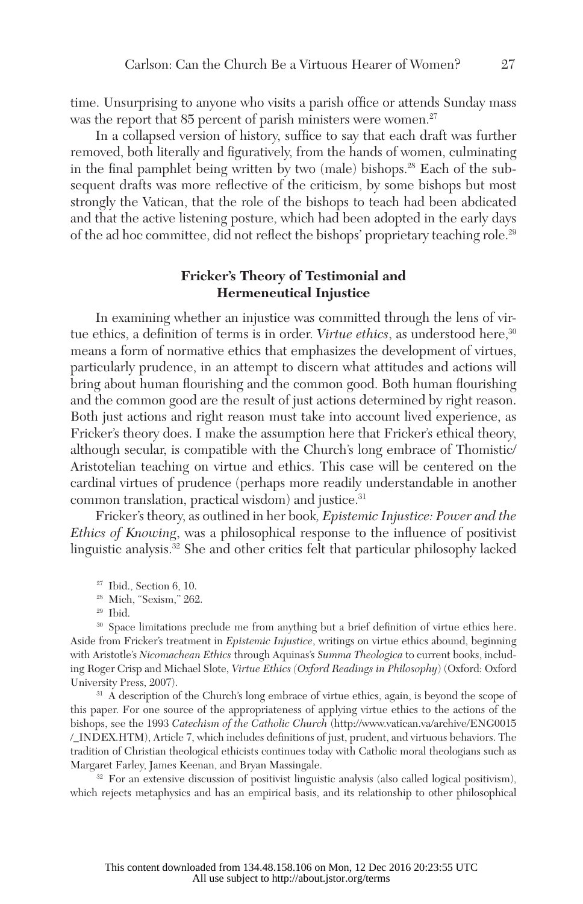time. Unsurprising to anyone who visits a parish office or attends Sunday mass was the report that 85 percent of parish ministers were women.[27]

In a collapsed version of history, suffice to say that each draft was further removed, both literally and figuratively, from the hands of women, culminating in the final pamphlet being written by two (male) bishops.[28] Each of the subsequent drafts was more reflective of the criticism, by some bishops but most strongly the Vatican, that the role of the bishops to teach had been abdicated and that the active listening posture, which had been adopted in the early days of the ad hoc committee, did not reflect the bishops' proprietary teaching role.[29]

## Fricker's Theory of Testimonial and Hermeneutical Injustice

In examining whether an injustice was committed through the lens of virtue ethics, a definition of terms is in order. *Virtue ethics*, as understood here,[30] means a form of normative ethics that emphasizes the development of virtues, particularly prudence, in an attempt to discern what attitudes and actions will bring about human flourishing and the common good. Both human flourishing and the common good are the result of just actions determined by right reason. Both just actions and right reason must take into account lived experience, as Fricker's theory does. I make the assumption here that Fricker's ethical theory, although secular, is compatible with the Church's long embrace of Thomistic/Aristotelian teaching on virtue and ethics. This case will be centered on the cardinal virtues of prudence (perhaps more readily understandable in another common translation, practical wisdom) and justice.[31]

Fricker's theory, as outlined in her book, *Epistemic Injustice: Power and the Ethics of Knowing*, was a philosophical response to the influence of positivist linguistic analysis.[32] She and other critics felt that particular philosophy lacked

[27] Ibid., Section 6, 10.

[28] Mich, "Sexism," 262.

[29] Ibid.

[30] Space limitations preclude me from anything but a brief definition of virtue ethics here. Aside from Fricker's treatment in *Epistemic Injustice*, writings on virtue ethics abound, beginning with Aristotle's *Nicomachean Ethics* through Aquinas's *Summa Theologica* to current books, including Roger Crisp and Michael Slote, *Virtue Ethics (Oxford Readings in Philosophy)* (Oxford: Oxford University Press, 2007).

[31] A description of the Church's long embrace of virtue ethics, again, is beyond the scope of this paper. For one source of the appropriateness of applying virtue ethics to the actions of the bishops, see the 1993 *Catechism of the Catholic Church* (http://www.vatican.va/archive/ENG0015/_INDEX.HTM), Article 7, which includes definitions of just, prudent, and virtuous behaviors. The tradition of Christian theological ethicists continues today with Catholic moral theologians such as Margaret Farley, James Keenan, and Bryan Massingale.

[32] For an extensive discussion of positivist linguistic analysis (also called logical positivism), which rejects metaphysics and has an empirical basis, and its relationship to other philosophical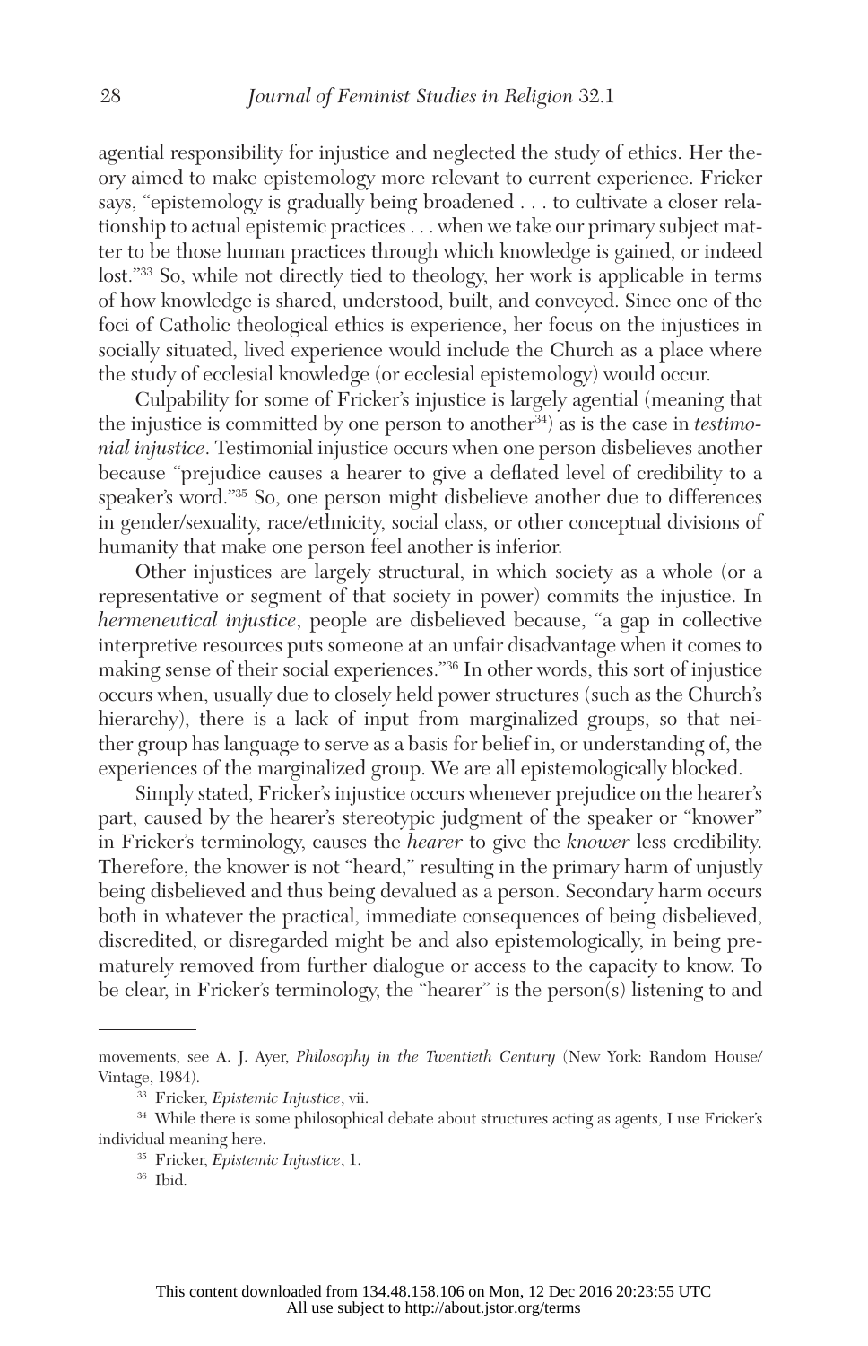agential responsibility for injustice and neglected the study of ethics. Her theory aimed to make epistemology more relevant to current experience. Fricker says, "epistemology is gradually being broadened . . . to cultivate a closer relationship to actual epistemic practices . . . when we take our primary subject matter to be those human practices through which knowledge is gained, or indeed lost."[33] So, while not directly tied to theology, her work is applicable in terms of how knowledge is shared, understood, built, and conveyed. Since one of the foci of Catholic theological ethics is experience, her focus on the injustices in socially situated, lived experience would include the Church as a place where the study of ecclesial knowledge (or ecclesial epistemology) would occur.

Culpability for some of Fricker's injustice is largely agential (meaning that the injustice is committed by one person to another[34]) as is the case in *testimonial injustice*. Testimonial injustice occurs when one person disbelieves another because "prejudice causes a hearer to give a deflated level of credibility to a speaker's word."[35] So, one person might disbelieve another due to differences in gender/sexuality, race/ethnicity, social class, or other conceptual divisions of humanity that make one person feel another is inferior.

Other injustices are largely structural, in which society as a whole (or a representative or segment of that society in power) commits the injustice. In *hermeneutical injustice*, people are disbelieved because, "a gap in collective interpretive resources puts someone at an unfair disadvantage when it comes to making sense of their social experiences."[36] In other words, this sort of injustice occurs when, usually due to closely held power structures (such as the Church's hierarchy), there is a lack of input from marginalized groups, so that neither group has language to serve as a basis for belief in, or understanding of, the experiences of the marginalized group. We are all epistemologically blocked.

Simply stated, Fricker's injustice occurs whenever prejudice on the hearer's part, caused by the hearer's stereotypic judgment of the speaker or "knower" in Fricker's terminology, causes the *hearer* to give the *knower* less credibility. Therefore, the knower is not "heard," resulting in the primary harm of unjustly being disbelieved and thus being devalued as a person. Secondary harm occurs both in whatever the practical, immediate consequences of being disbelieved, discredited, or disregarded might be and also epistemologically, in being prematurely removed from further dialogue or access to the capacity to know. To be clear, in Fricker's terminology, the "hearer" is the person(s) listening to and

---

movements, see A. J. Ayer, *Philosophy in the Twentieth Century* (New York: Random House/Vintage, 1984).

[33] Fricker, *Epistemic Injustice*, vii.

[34] While there is some philosophical debate about structures acting as agents, I use Fricker's individual meaning here.

[35] Fricker, *Epistemic Injustice*, 1.

[36] Ibid.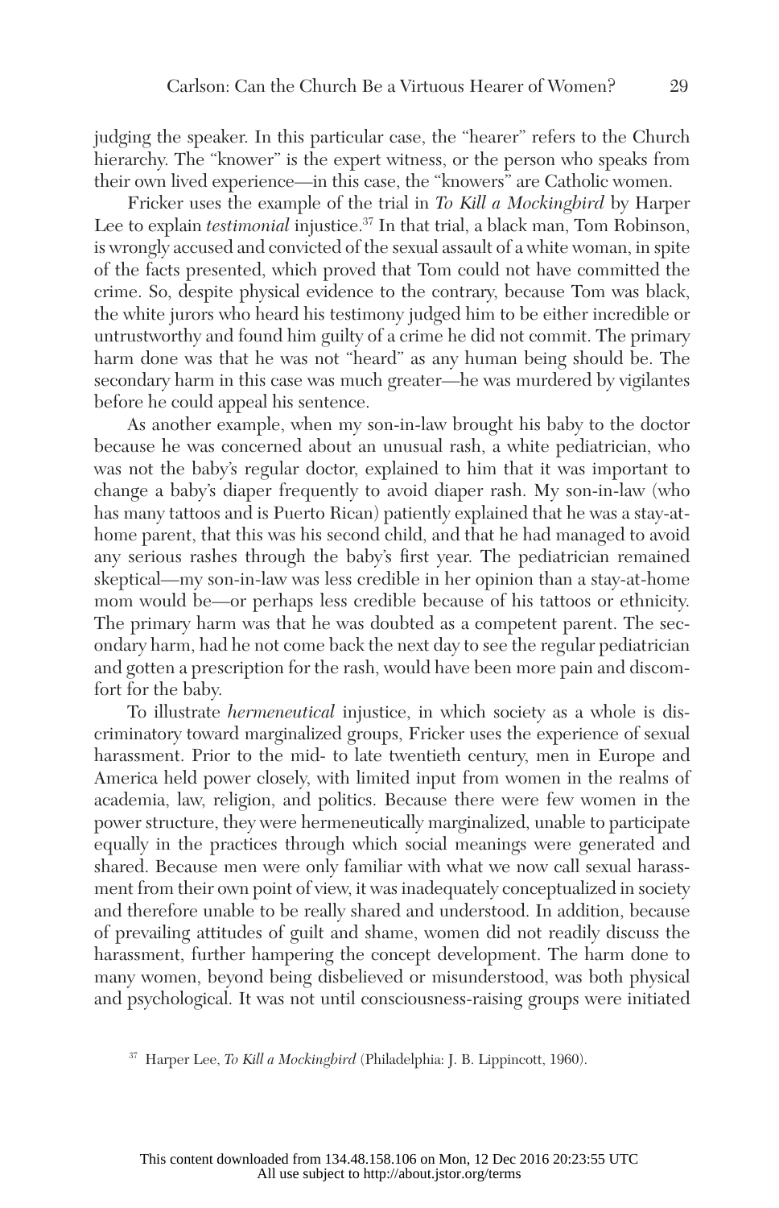judging the speaker. In this particular case, the "hearer" refers to the Church hierarchy. The "knower" is the expert witness, or the person who speaks from their own lived experience—in this case, the "knowers" are Catholic women.

Fricker uses the example of the trial in *To Kill a Mockingbird* by Harper Lee to explain *testimonial* injustice.[37] In that trial, a black man, Tom Robinson, is wrongly accused and convicted of the sexual assault of a white woman, in spite of the facts presented, which proved that Tom could not have committed the crime. So, despite physical evidence to the contrary, because Tom was black, the white jurors who heard his testimony judged him to be either incredible or untrustworthy and found him guilty of a crime he did not commit. The primary harm done was that he was not "heard" as any human being should be. The secondary harm in this case was much greater—he was murdered by vigilantes before he could appeal his sentence.

As another example, when my son-in-law brought his baby to the doctor because he was concerned about an unusual rash, a white pediatrician, who was not the baby's regular doctor, explained to him that it was important to change a baby's diaper frequently to avoid diaper rash. My son-in-law (who has many tattoos and is Puerto Rican) patiently explained that he was a stay-at-home parent, that this was his second child, and that he had managed to avoid any serious rashes through the baby's first year. The pediatrician remained skeptical—my son-in-law was less credible in her opinion than a stay-at-home mom would be—or perhaps less credible because of his tattoos or ethnicity. The primary harm was that he was doubted as a competent parent. The secondary harm, had he not come back the next day to see the regular pediatrician and gotten a prescription for the rash, would have been more pain and discomfort for the baby.

To illustrate *hermeneutical* injustice, in which society as a whole is discriminatory toward marginalized groups, Fricker uses the experience of sexual harassment. Prior to the mid- to late twentieth century, men in Europe and America held power closely, with limited input from women in the realms of academia, law, religion, and politics. Because there were few women in the power structure, they were hermeneutically marginalized, unable to participate equally in the practices through which social meanings were generated and shared. Because men were only familiar with what we now call sexual harassment from their own point of view, it was inadequately conceptualized in society and therefore unable to be really shared and understood. In addition, because of prevailing attitudes of guilt and shame, women did not readily discuss the harassment, further hampering the concept development. The harm done to many women, beyond being disbelieved or misunderstood, was both physical and psychological. It was not until consciousness-raising groups were initiated

[37] Harper Lee, *To Kill a Mockingbird* (Philadelphia: J. B. Lippincott, 1960).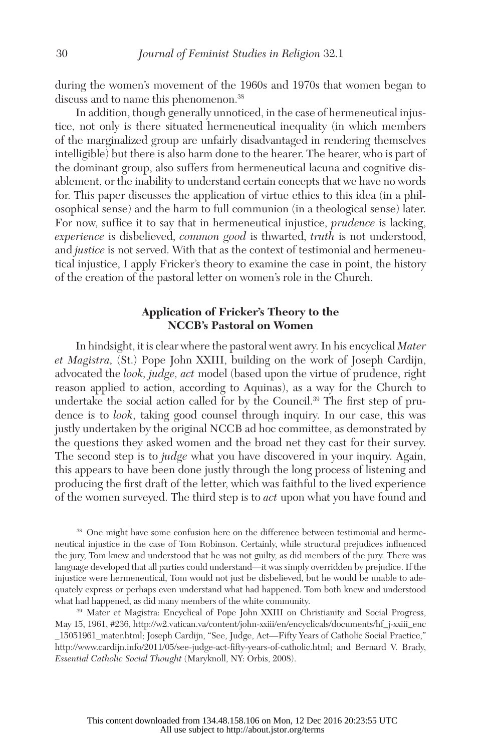during the women's movement of the 1960s and 1970s that women began to discuss and to name this phenomenon.[38]

In addition, though generally unnoticed, in the case of hermeneutical injustice, not only is there situated hermeneutical inequality (in which members of the marginalized group are unfairly disadvantaged in rendering themselves intelligible) but there is also harm done to the hearer. The hearer, who is part of the dominant group, also suffers from hermeneutical lacuna and cognitive disablement, or the inability to understand certain concepts that we have no words for. This paper discusses the application of virtue ethics to this idea (in a philosophical sense) and the harm to full communion (in a theological sense) later. For now, suffice it to say that in hermeneutical injustice, *prudence* is lacking, *experience* is disbelieved, *common good* is thwarted, *truth* is not understood, and *justice* is not served. With that as the context of testimonial and hermeneutical injustice, I apply Fricker's theory to examine the case in point, the history of the creation of the pastoral letter on women's role in the Church.

## Application of Fricker's Theory to the NCCB's Pastoral on Women

In hindsight, it is clear where the pastoral went awry. In his encyclical *Mater et Magistra*, (St.) Pope John XXIII, building on the work of Joseph Cardijn, advocated the *look, judge, act* model (based upon the virtue of prudence, right reason applied to action, according to Aquinas), as a way for the Church to undertake the social action called for by the Council.[39] The first step of prudence is to *look*, taking good counsel through inquiry. In our case, this was justly undertaken by the original NCCB ad hoc committee, as demonstrated by the questions they asked women and the broad net they cast for their survey. The second step is to *judge* what you have discovered in your inquiry. Again, this appears to have been done justly through the long process of listening and producing the first draft of the letter, which was faithful to the lived experience of the women surveyed. The third step is to *act* upon what you have found and

---

[38] One might have some confusion here on the difference between testimonial and hermeneutical injustice in the case of Tom Robinson. Certainly, while structural prejudices influenced the jury, Tom knew and understood that he was not guilty, as did members of the jury. There was language developed that all parties could understand—it was simply overridden by prejudice. If the injustice were hermeneutical, Tom would not just be disbelieved, but he would be unable to adequately express or perhaps even understand what had happened. Tom both knew and understood what had happened, as did many members of the white community.

[39] Mater et Magistra: Encyclical of Pope John XXIII on Christianity and Social Progress, May 15, 1961, #236, http://w2.vatican.va/content/john-xxiii/en/encyclicals/documents/hf_j-xxiii_enc_15051961_mater.html; Joseph Cardijn, "See, Judge, Act—Fifty Years of Catholic Social Practice," http://www.cardijn.info/2011/05/see-judge-act-fifty-years-of-catholic.html; and Bernard V. Brady, *Essential Catholic Social Thought* (Maryknoll, NY: Orbis, 2008).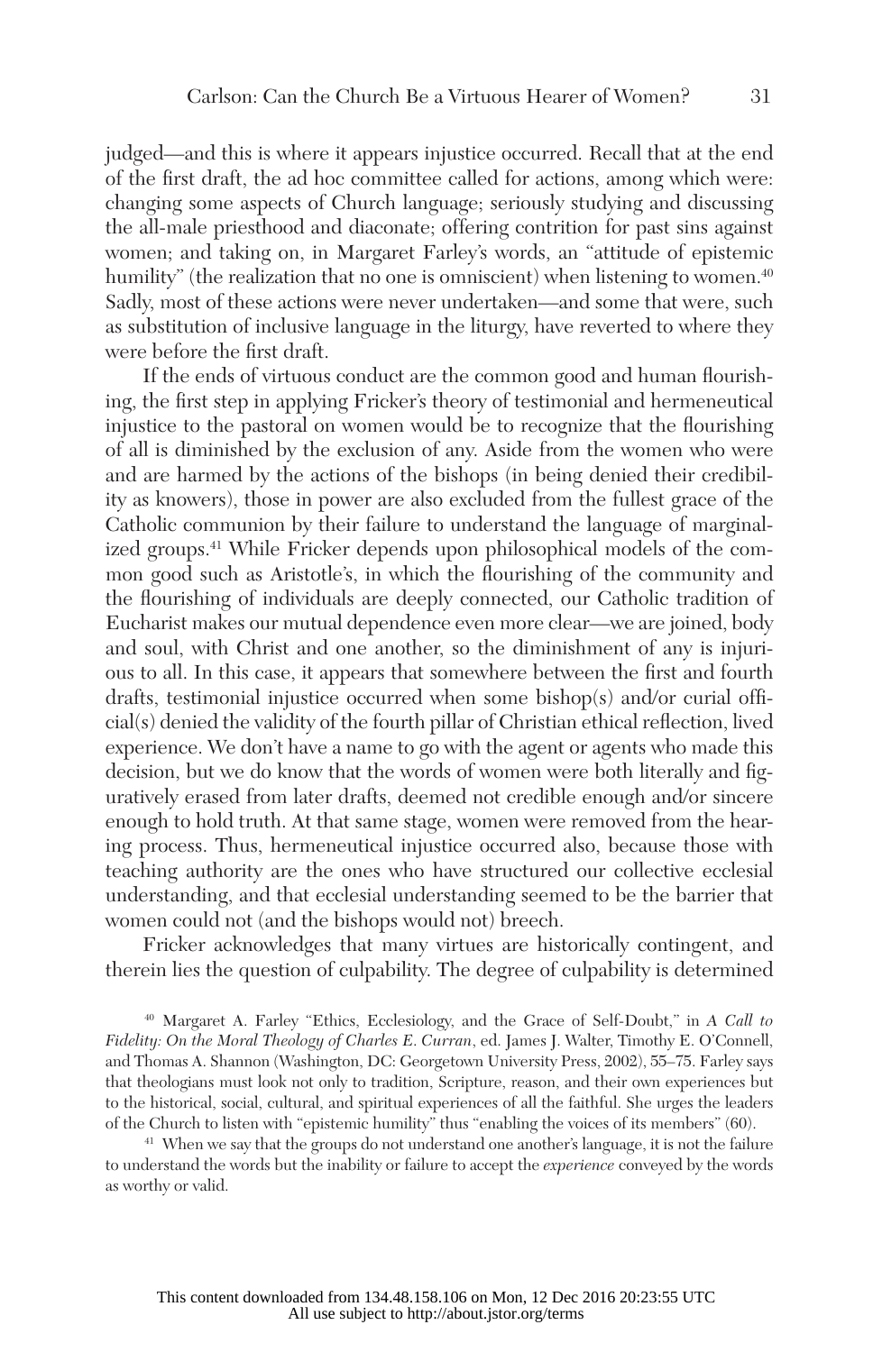judged—and this is where it appears injustice occurred. Recall that at the end of the first draft, the ad hoc committee called for actions, among which were: changing some aspects of Church language; seriously studying and discussing the all-male priesthood and diaconate; offering contrition for past sins against women; and taking on, in Margaret Farley's words, an "attitude of epistemic humility" (the realization that no one is omniscient) when listening to women.[40] Sadly, most of these actions were never undertaken—and some that were, such as substitution of inclusive language in the liturgy, have reverted to where they were before the first draft.

If the ends of virtuous conduct are the common good and human flourishing, the first step in applying Fricker's theory of testimonial and hermeneutical injustice to the pastoral on women would be to recognize that the flourishing of all is diminished by the exclusion of any. Aside from the women who were and are harmed by the actions of the bishops (in being denied their credibility as knowers), those in power are also excluded from the fullest grace of the Catholic communion by their failure to understand the language of marginalized groups.[41] While Fricker depends upon philosophical models of the common good such as Aristotle's, in which the flourishing of the community and the flourishing of individuals are deeply connected, our Catholic tradition of Eucharist makes our mutual dependence even more clear—we are joined, body and soul, with Christ and one another, so the diminishment of any is injurious to all. In this case, it appears that somewhere between the first and fourth drafts, testimonial injustice occurred when some bishop(s) and/or curial official(s) denied the validity of the fourth pillar of Christian ethical reflection, lived experience. We don't have a name to go with the agent or agents who made this decision, but we do know that the words of women were both literally and figuratively erased from later drafts, deemed not credible enough and/or sincere enough to hold truth. At that same stage, women were removed from the hearing process. Thus, hermeneutical injustice occurred also, because those with teaching authority are the ones who have structured our collective ecclesial understanding, and that ecclesial understanding seemed to be the barrier that women could not (and the bishops would not) breech.

Fricker acknowledges that many virtues are historically contingent, and therein lies the question of culpability. The degree of culpability is determined

---

[40] Margaret A. Farley "Ethics, Ecclesiology, and the Grace of Self-Doubt," in *A Call to Fidelity: On the Moral Theology of Charles E. Curran*, ed. James J. Walter, Timothy E. O'Connell, and Thomas A. Shannon (Washington, DC: Georgetown University Press, 2002), 55–75. Farley says that theologians must look not only to tradition, Scripture, reason, and their own experiences but to the historical, social, cultural, and spiritual experiences of all the faithful. She urges the leaders of the Church to listen with "epistemic humility" thus "enabling the voices of its members" (60).

[41] When we say that the groups do not understand one another's language, it is not the failure to understand the words but the inability or failure to accept the *experience* conveyed by the words as worthy or valid.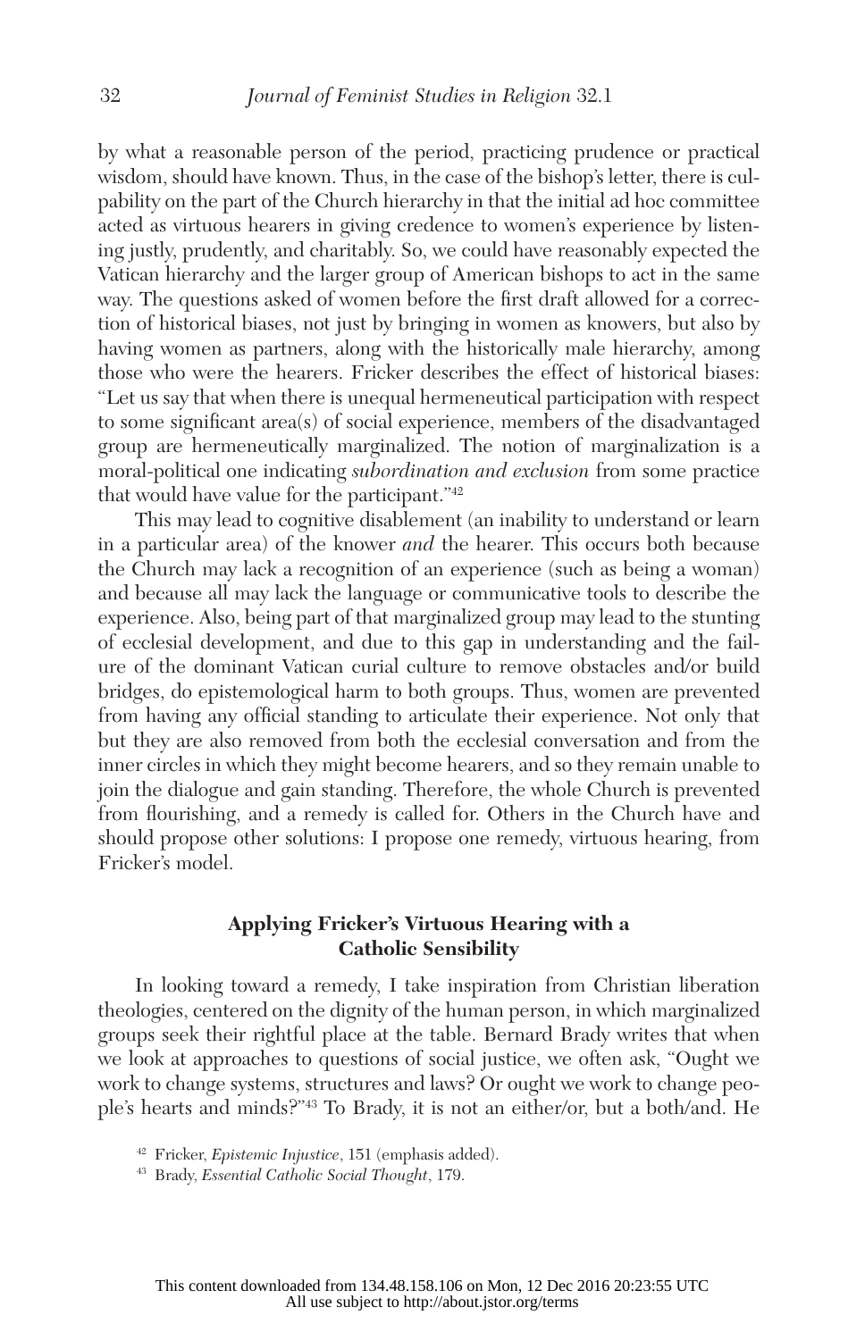by what a reasonable person of the period, practicing prudence or practical wisdom, should have known. Thus, in the case of the bishop's letter, there is culpability on the part of the Church hierarchy in that the initial ad hoc committee acted as virtuous hearers in giving credence to women's experience by listening justly, prudently, and charitably. So, we could have reasonably expected the Vatican hierarchy and the larger group of American bishops to act in the same way. The questions asked of women before the first draft allowed for a correction of historical biases, not just by bringing in women as knowers, but also by having women as partners, along with the historically male hierarchy, among those who were the hearers. Fricker describes the effect of historical biases: "Let us say that when there is unequal hermeneutical participation with respect to some significant area(s) of social experience, members of the disadvantaged group are hermeneutically marginalized. The notion of marginalization is a moral-political one indicating *subordination and exclusion* from some practice that would have value for the participant."[42]

This may lead to cognitive disablement (an inability to understand or learn in a particular area) of the knower *and* the hearer. This occurs both because the Church may lack a recognition of an experience (such as being a woman) and because all may lack the language or communicative tools to describe the experience. Also, being part of that marginalized group may lead to the stunting of ecclesial development, and due to this gap in understanding and the failure of the dominant Vatican curial culture to remove obstacles and/or build bridges, do epistemological harm to both groups. Thus, women are prevented from having any official standing to articulate their experience. Not only that but they are also removed from both the ecclesial conversation and from the inner circles in which they might become hearers, and so they remain unable to join the dialogue and gain standing. Therefore, the whole Church is prevented from flourishing, and a remedy is called for. Others in the Church have and should propose other solutions: I propose one remedy, virtuous hearing, from Fricker's model.

## Applying Fricker's Virtuous Hearing with a Catholic Sensibility

In looking toward a remedy, I take inspiration from Christian liberation theologies, centered on the dignity of the human person, in which marginalized groups seek their rightful place at the table. Bernard Brady writes that when we look at approaches to questions of social justice, we often ask, "Ought we work to change systems, structures and laws? Or ought we work to change people's hearts and minds?"[43] To Brady, it is not an either/or, but a both/and. He

[42] Fricker, *Epistemic Injustice*, 151 (emphasis added).

[43] Brady, *Essential Catholic Social Thought*, 179.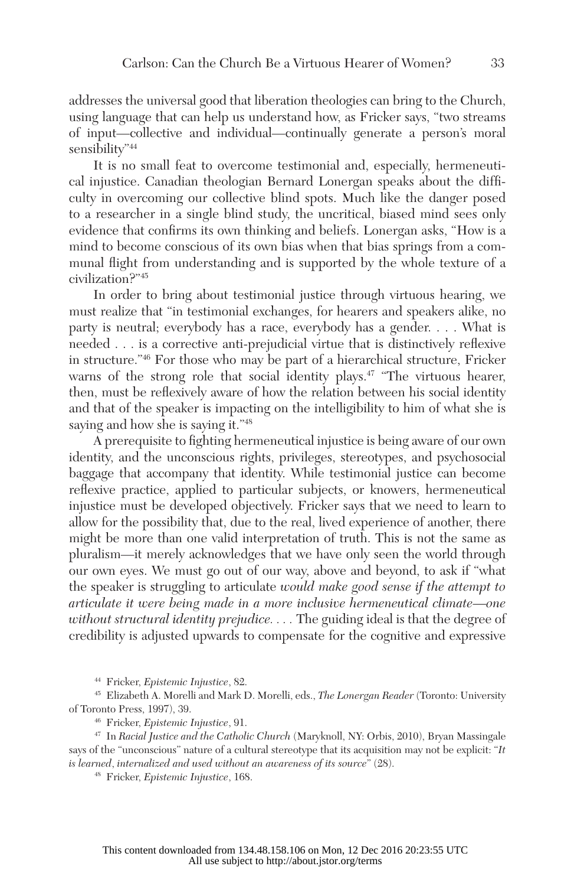addresses the universal good that liberation theologies can bring to the Church, using language that can help us understand how, as Fricker says, "two streams of input—collective and individual—continually generate a person's moral sensibility"[44]

It is no small feat to overcome testimonial and, especially, hermeneutical injustice. Canadian theologian Bernard Lonergan speaks about the difficulty in overcoming our collective blind spots. Much like the danger posed to a researcher in a single blind study, the uncritical, biased mind sees only evidence that confirms its own thinking and beliefs. Lonergan asks, "How is a mind to become conscious of its own bias when that bias springs from a communal flight from understanding and is supported by the whole texture of a civilization?"[45]

In order to bring about testimonial justice through virtuous hearing, we must realize that "in testimonial exchanges, for hearers and speakers alike, no party is neutral; everybody has a race, everybody has a gender. . . . What is needed . . . is a corrective anti-prejudicial virtue that is distinctively reflexive in structure."[46] For those who may be part of a hierarchical structure, Fricker warns of the strong role that social identity plays.[47] "The virtuous hearer, then, must be reflexively aware of how the relation between his social identity and that of the speaker is impacting on the intelligibility to him of what she is saying and how she is saying it."[48]

A prerequisite to fighting hermeneutical injustice is being aware of our own identity, and the unconscious rights, privileges, stereotypes, and psychosocial baggage that accompany that identity. While testimonial justice can become reflexive practice, applied to particular subjects, or knowers, hermeneutical injustice must be developed objectively. Fricker says that we need to learn to allow for the possibility that, due to the real, lived experience of another, there might be more than one valid interpretation of truth. This is not the same as pluralism—it merely acknowledges that we have only seen the world through our own eyes. We must go out of our way, above and beyond, to ask if "what the speaker is struggling to articulate *would make good sense if the attempt to articulate it were being made in a more inclusive hermeneutical climate—one without structural identity prejudice*. . . . The guiding ideal is that the degree of credibility is adjusted upwards to compensate for the cognitive and expressive

---

[44] Fricker, *Epistemic Injustice*, 82.

[45] Elizabeth A. Morelli and Mark D. Morelli, eds., *The Lonergan Reader* (Toronto: University of Toronto Press, 1997), 39.

[46] Fricker, *Epistemic Injustice*, 91.

[47] In *Racial Justice and the Catholic Church* (Maryknoll, NY: Orbis, 2010), Bryan Massingale says of the "unconscious" nature of a cultural stereotype that its acquisition may not be explicit: "*It is learned, internalized and used without an awareness of its source*" (28).

[48] Fricker, *Epistemic Injustice*, 168.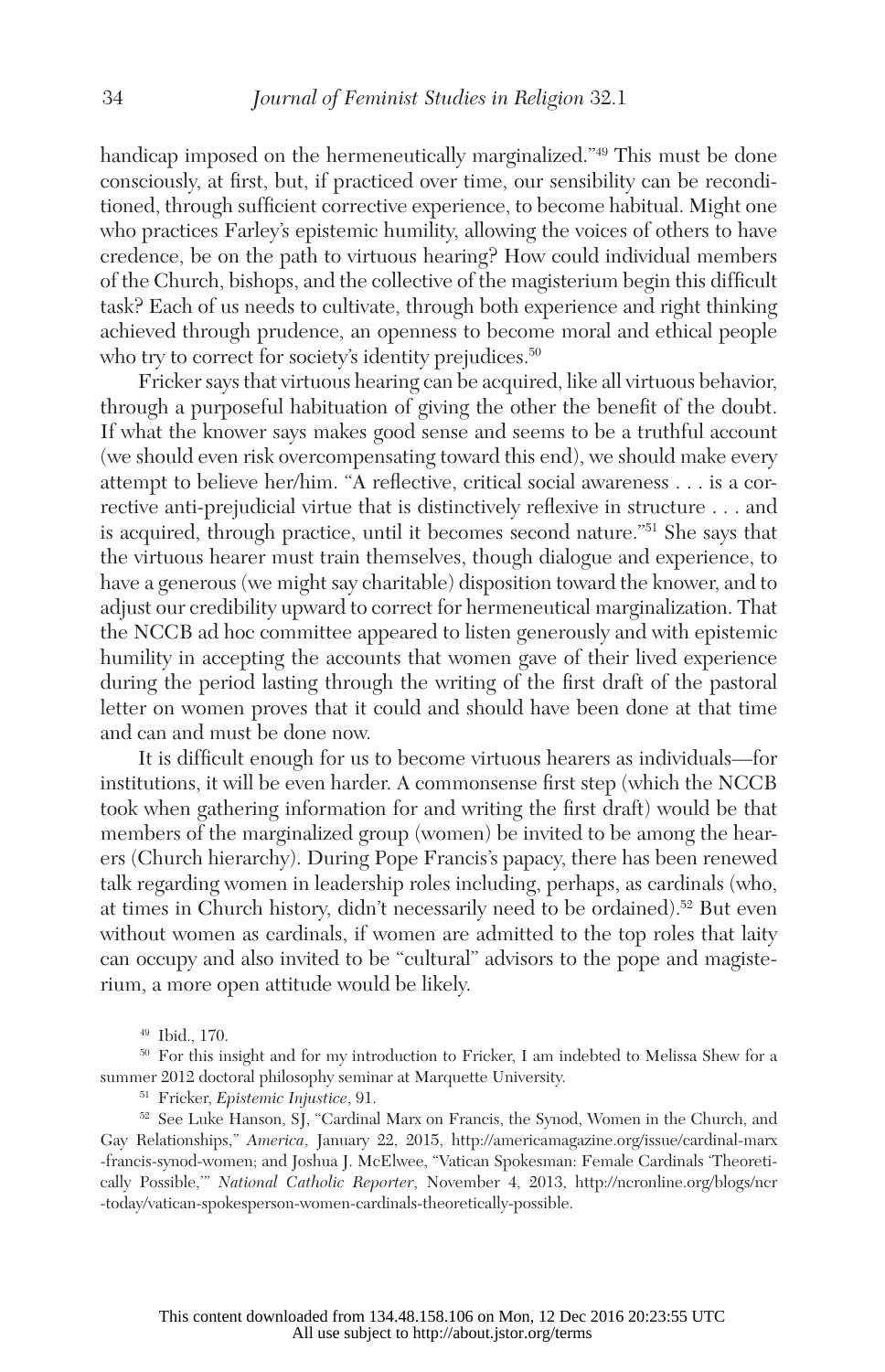handicap imposed on the hermeneutically marginalized."[49] This must be done consciously, at first, but, if practiced over time, our sensibility can be reconditioned, through sufficient corrective experience, to become habitual. Might one who practices Farley's epistemic humility, allowing the voices of others to have credence, be on the path to virtuous hearing? How could individual members of the Church, bishops, and the collective of the magisterium begin this difficult task? Each of us needs to cultivate, through both experience and right thinking achieved through prudence, an openness to become moral and ethical people who try to correct for society's identity prejudices.[50]

Fricker says that virtuous hearing can be acquired, like all virtuous behavior, through a purposeful habituation of giving the other the benefit of the doubt. If what the knower says makes good sense and seems to be a truthful account (we should even risk overcompensating toward this end), we should make every attempt to believe her/him. "A reflective, critical social awareness . . . is a corrective anti-prejudicial virtue that is distinctively reflexive in structure . . . and is acquired, through practice, until it becomes second nature."[51] She says that the virtuous hearer must train themselves, though dialogue and experience, to have a generous (we might say charitable) disposition toward the knower, and to adjust our credibility upward to correct for hermeneutical marginalization. That the NCCB ad hoc committee appeared to listen generously and with epistemic humility in accepting the accounts that women gave of their lived experience during the period lasting through the writing of the first draft of the pastoral letter on women proves that it could and should have been done at that time and can and must be done now.

It is difficult enough for us to become virtuous hearers as individuals—for institutions, it will be even harder. A commonsense first step (which the NCCB took when gathering information for and writing the first draft) would be that members of the marginalized group (women) be invited to be among the hearers (Church hierarchy). During Pope Francis's papacy, there has been renewed talk regarding women in leadership roles including, perhaps, as cardinals (who, at times in Church history, didn't necessarily need to be ordained).[52] But even without women as cardinals, if women are admitted to the top roles that laity can occupy and also invited to be "cultural" advisors to the pope and magisterium, a more open attitude would be likely.

[49] Ibid., 170.

[50] For this insight and for my introduction to Fricker, I am indebted to Melissa Shew for a summer 2012 doctoral philosophy seminar at Marquette University.

[51] Fricker, *Epistemic Injustice*, 91.

[52] See Luke Hanson, SJ, "Cardinal Marx on Francis, the Synod, Women in the Church, and Gay Relationships," *America*, January 22, 2015, http://americamagazine.org/issue/cardinal-marx-francis-synod-women; and Joshua J. McElwee, "Vatican Spokesman: Female Cardinals 'Theoretically Possible,'" *National Catholic Reporter*, November 4, 2013, http://ncronline.org/blogs/ncr-today/vatican-spokesperson-women-cardinals-theoretically-possible.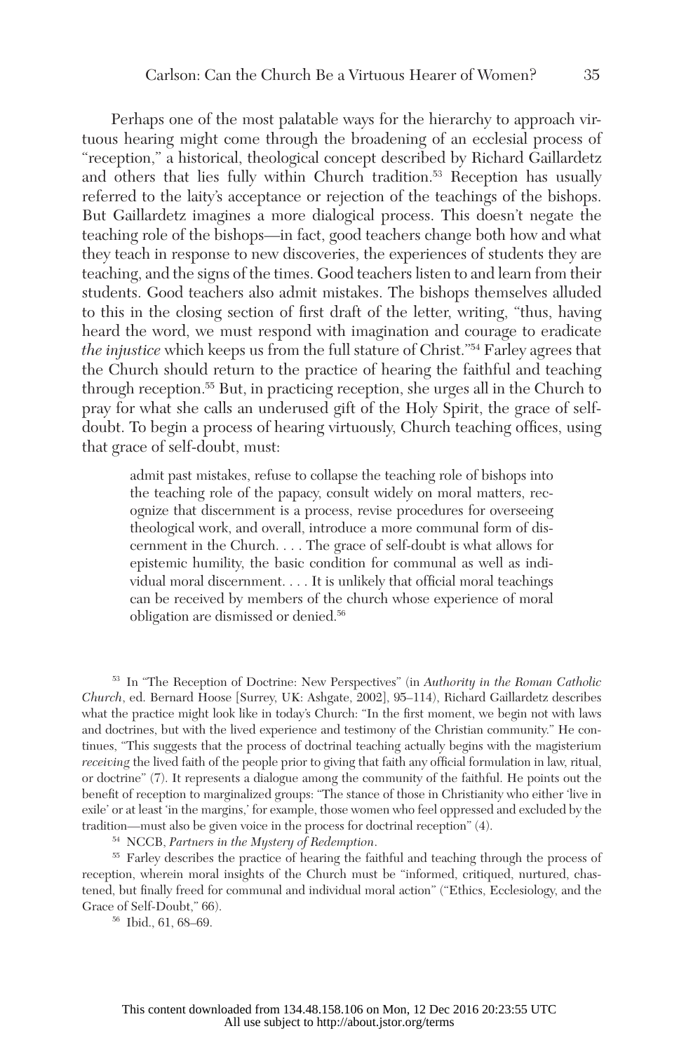Perhaps one of the most palatable ways for the hierarchy to approach virtuous hearing might come through the broadening of an ecclesial process of "reception," a historical, theological concept described by Richard Gaillardetz and others that lies fully within Church tradition.[53] Reception has usually referred to the laity's acceptance or rejection of the teachings of the bishops. But Gaillardetz imagines a more dialogical process. This doesn't negate the teaching role of the bishops—in fact, good teachers change both how and what they teach in response to new discoveries, the experiences of students they are teaching, and the signs of the times. Good teachers listen to and learn from their students. Good teachers also admit mistakes. The bishops themselves alluded to this in the closing section of first draft of the letter, writing, "thus, having heard the word, we must respond with imagination and courage to eradicate *the injustice* which keeps us from the full stature of Christ."[54] Farley agrees that the Church should return to the practice of hearing the faithful and teaching through reception.[55] But, in practicing reception, she urges all in the Church to pray for what she calls an underused gift of the Holy Spirit, the grace of self-doubt. To begin a process of hearing virtuously, Church teaching offices, using that grace of self-doubt, must:

> admit past mistakes, refuse to collapse the teaching role of bishops into the teaching role of the papacy, consult widely on moral matters, recognize that discernment is a process, revise procedures for overseeing theological work, and overall, introduce a more communal form of discernment in the Church. . . . The grace of self-doubt is what allows for epistemic humility, the basic condition for communal as well as individual moral discernment. . . . It is unlikely that official moral teachings can be received by members of the church whose experience of moral obligation are dismissed or denied.[56]

---

[53] In "The Reception of Doctrine: New Perspectives" (in *Authority in the Roman Catholic Church*, ed. Bernard Hoose [Surrey, UK: Ashgate, 2002], 95–114), Richard Gaillardetz describes what the practice might look like in today's Church: "In the first moment, we begin not with laws and doctrines, but with the lived experience and testimony of the Christian community." He continues, "This suggests that the process of doctrinal teaching actually begins with the magisterium *receiving* the lived faith of the people prior to giving that faith any official formulation in law, ritual, or doctrine" (7). It represents a dialogue among the community of the faithful. He points out the benefit of reception to marginalized groups: "The stance of those in Christianity who either 'live in exile' or at least 'in the margins,' for example, those women who feel oppressed and excluded by the tradition—must also be given voice in the process for doctrinal reception" (4).

[54] NCCB, *Partners in the Mystery of Redemption*.

[55] Farley describes the practice of hearing the faithful and teaching through the process of reception, wherein moral insights of the Church must be "informed, critiqued, nurtured, chastened, but finally freed for communal and individual moral action" ("Ethics, Ecclesiology, and the Grace of Self-Doubt," 66).

[56] Ibid., 61, 68–69.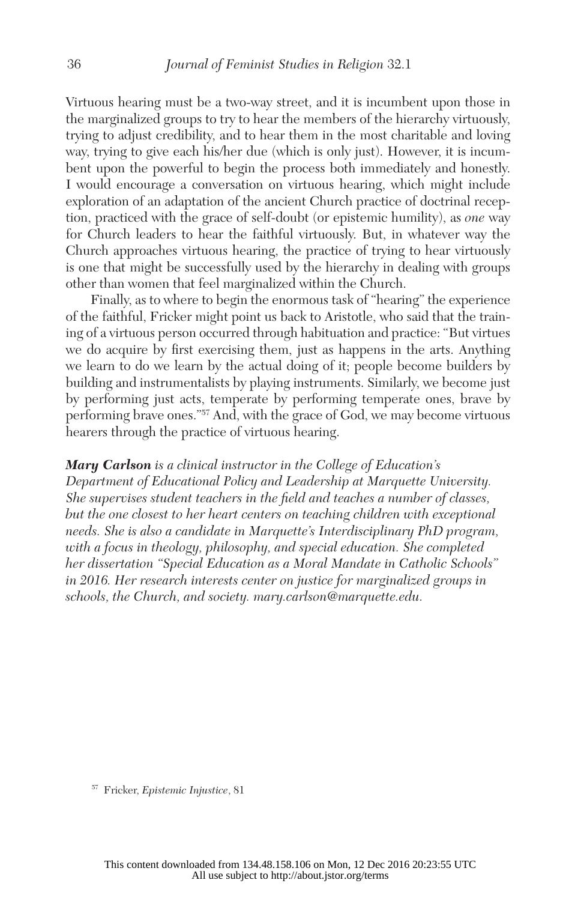Virtuous hearing must be a two-way street, and it is incumbent upon those in the marginalized groups to try to hear the members of the hierarchy virtuously, trying to adjust credibility, and to hear them in the most charitable and loving way, trying to give each his/her due (which is only just). However, it is incumbent upon the powerful to begin the process both immediately and honestly. I would encourage a conversation on virtuous hearing, which might include exploration of an adaptation of the ancient Church practice of doctrinal reception, practiced with the grace of self-doubt (or epistemic humility), as *one* way for Church leaders to hear the faithful virtuously. But, in whatever way the Church approaches virtuous hearing, the practice of trying to hear virtuously is one that might be successfully used by the hierarchy in dealing with groups other than women that feel marginalized within the Church.

Finally, as to where to begin the enormous task of "hearing" the experience of the faithful, Fricker might point us back to Aristotle, who said that the training of a virtuous person occurred through habituation and practice: "But virtues we do acquire by first exercising them, just as happens in the arts. Anything we learn to do we learn by the actual doing of it; people become builders by building and instrumentalists by playing instruments. Similarly, we become just by performing just acts, temperate by performing temperate ones, brave by performing brave ones."[57] And, with the grace of God, we may become virtuous hearers through the practice of virtuous hearing.

***Mary Carlson*** *is a clinical instructor in the College of Education's Department of Educational Policy and Leadership at Marquette University. She supervises student teachers in the field and teaches a number of classes, but the one closest to her heart centers on teaching children with exceptional needs. She is also a candidate in Marquette's Interdisciplinary PhD program, with a focus in theology, philosophy, and special education. She completed her dissertation "Special Education as a Moral Mandate in Catholic Schools" in 2016. Her research interests center on justice for marginalized groups in schools, the Church, and society. mary.carlson@marquette.edu.*

[57] Fricker, *Epistemic Injustice*, 81